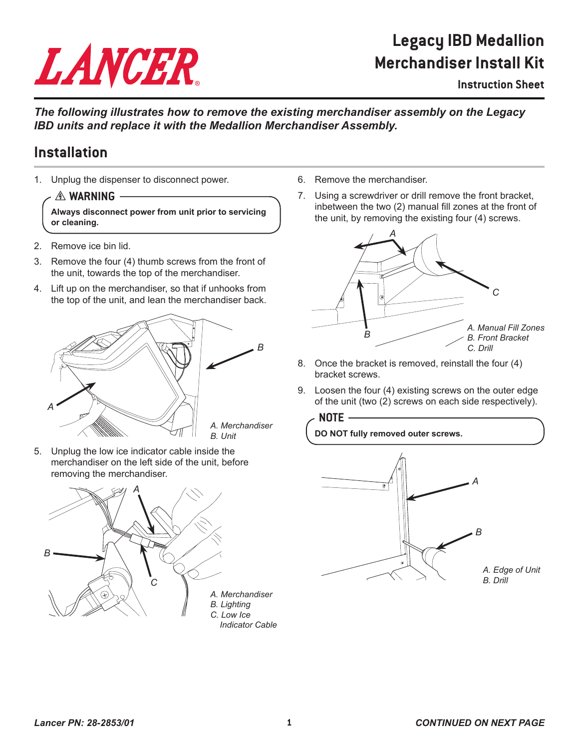# Legacy IBD Medallion Merchandiser Install Kit

**Instruction Sheet**

***The following illustrates how to remove the existing merchandiser assembly on the Legacy IBD units and replace it with the Medallion Merchandiser Assembly.***

## Installation

1. Unplug the dispenser to disconnect power.

> ⚠ **WARNING**
>
> **Always disconnect power from unit prior to servicing or cleaning.**

2. Remove ice bin lid.
3. Remove the four (4) thumb screws from the front of the unit, towards the top of the merchandiser.
4. Lift up on the merchandiser, so that if unhooks from the top of the unit, and lean the merchandiser back.

*A. Merchandiser*
*B. Unit*

5. Unplug the low ice indicator cable inside the merchandiser on the left side of the unit, before removing the merchandiser.

*A. Merchandiser*
*B. Lighting*
*C. Low Ice Indicator Cable*

6. Remove the merchandiser.
7. Using a screwdriver or drill remove the front bracket, inbetween the two (2) manual fill zones at the front of the unit, by removing the existing four (4) screws.

*A. Manual Fill Zones*
*B. Front Bracket*
*C. Drill*

8. Once the bracket is removed, reinstall the four (4) bracket screws.
9. Loosen the four (4) existing screws on the outer edge of the unit (two (2) screws on each side respectively).

> **NOTE**
>
> **DO NOT fully removed outer screws.**

*A. Edge of Unit*
*B. Drill*

*Lancer PN: 28-2853/01*

***CONTINUED ON NEXT PAGE***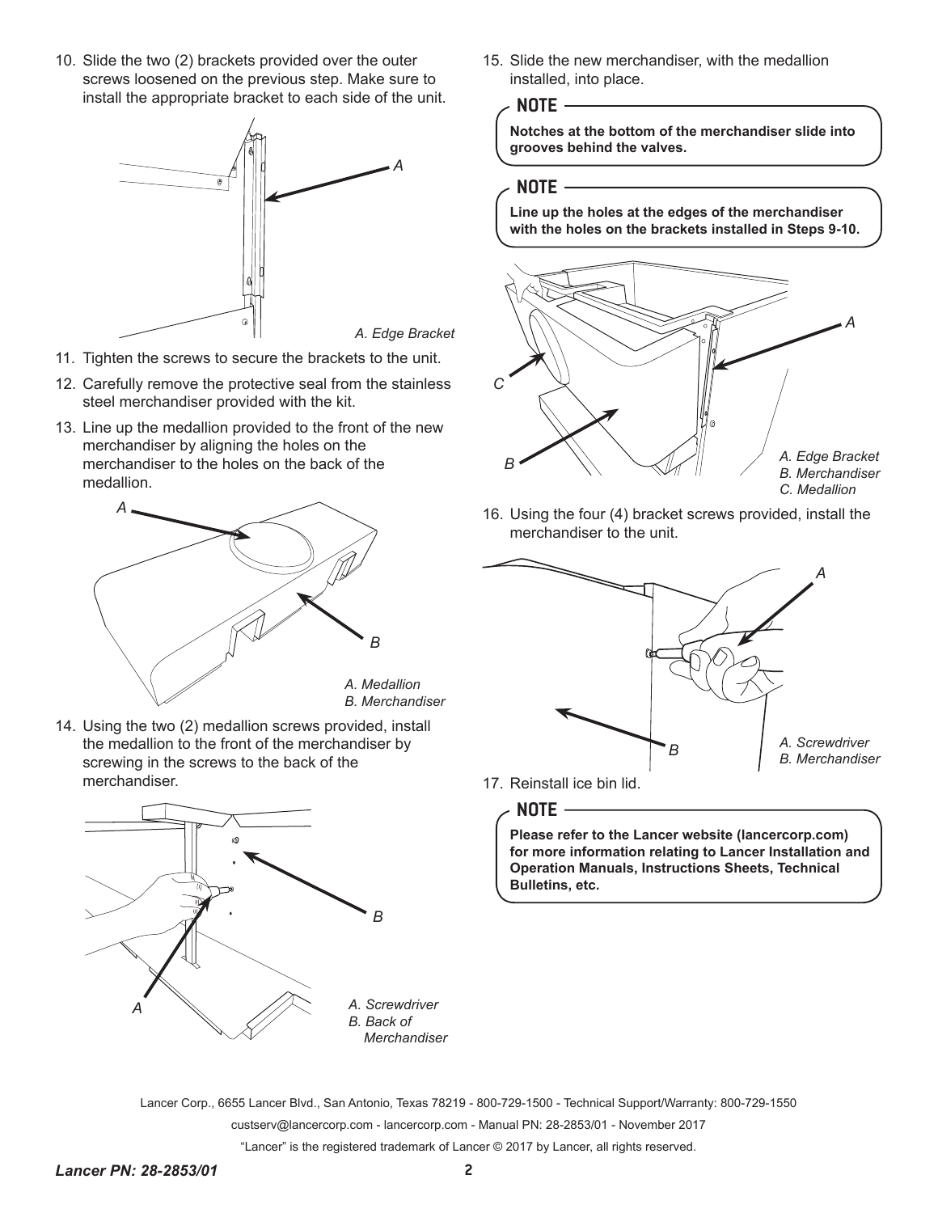10. Slide the two (2) brackets provided over the outer screws loosened on the previous step. Make sure to install the appropriate bracket to each side of the unit.

A

*A. Edge Bracket*

11. Tighten the screws to secure the brackets to the unit.
12. Carefully remove the protective seal from the stainless steel merchandiser provided with the kit.
13. Line up the medallion provided to the front of the new merchandiser by aligning the holes on the merchandiser to the holes on the back of the medallion.

A

B

*A. Medallion*
*B. Merchandiser*

14. Using the two (2) medallion screws provided, install the medallion to the front of the merchandiser by screwing in the screws to the back of the merchandiser.

B

A

*A. Screwdriver*
*B. Back of Merchandiser*

15. Slide the new merchandiser, with the medallion installed, into place.

**NOTE**

**Notches at the bottom of the merchandiser slide into grooves behind the valves.**

**NOTE**

**Line up the holes at the edges of the merchandiser with the holes on the brackets installed in Steps 9-10.**

A

C

B

*A. Edge Bracket*
*B. Merchandiser*
*C. Medallion*

16. Using the four (4) bracket screws provided, install the merchandiser to the unit.

A

B

*A. Screwdriver*
*B. Merchandiser*

17. Reinstall ice bin lid.

**NOTE**

**Please refer to the Lancer website (lancercorp.com) for more information relating to Lancer Installation and Operation Manuals, Instructions Sheets, Technical Bulletins, etc.**

Lancer Corp., 6655 Lancer Blvd., San Antonio, Texas 78219 - 800-729-1500 - Technical Support/Warranty: 800-729-1550

custserv@lancercorp.com - lancercorp.com - Manual PN: 28-2853/01 - November 2017

"Lancer" is the registered trademark of Lancer © 2017 by Lancer, all rights reserved.